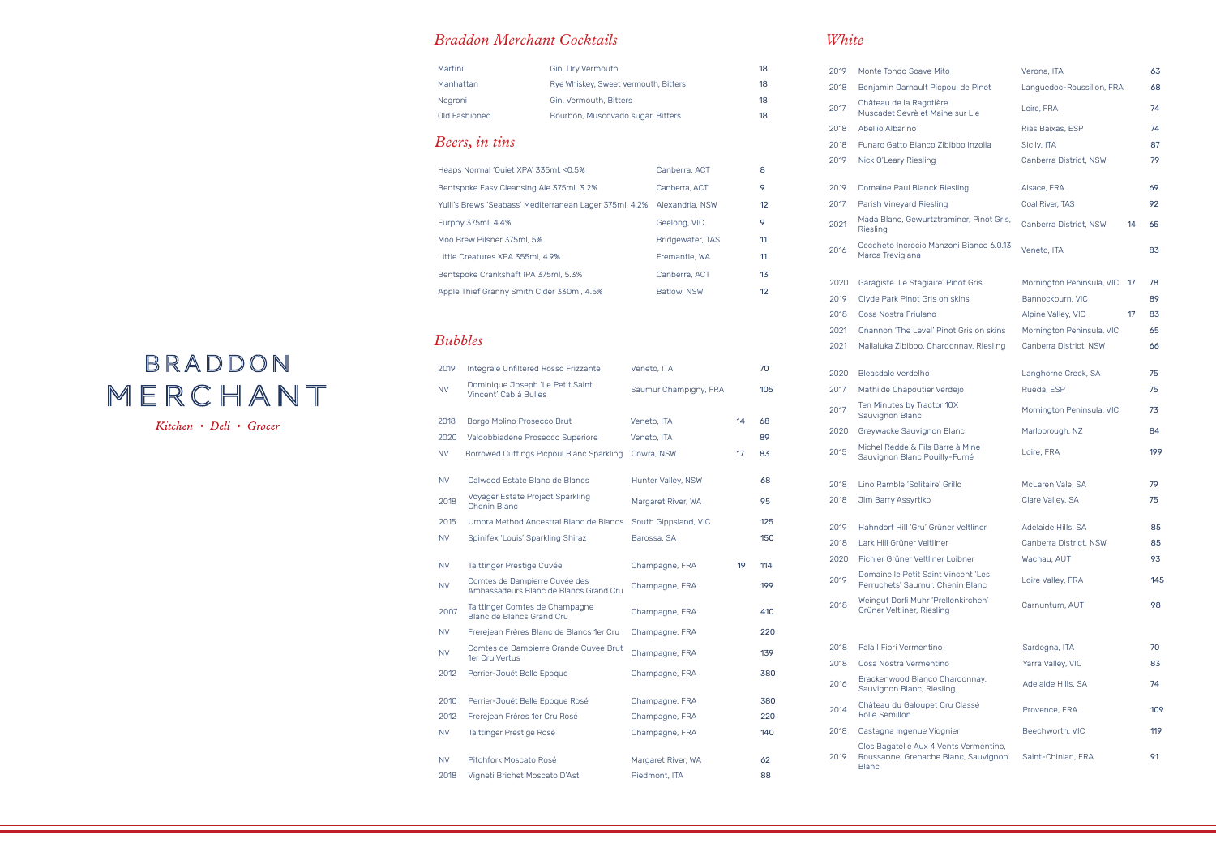# BRADDON MERCHANT

*Kitchen • Deli • Grocer*

## *Braddon Merchant Cocktails*

| | | |
|---|---|---|
| Martini | Gin, Dry Vermouth | 18 |
| Manhattan | Rye Whiskey, Sweet Vermouth, Bitters | 18 |
| Negroni | Gin, Vermouth, Bitters | 18 |
| Old Fashioned | Bourbon, Muscovado sugar, Bitters | 18 |

## *Beers, in tins*

| | | |
|---|---|---|
| Heaps Normal 'Quiet XPA' 335ml, <0.5% | Canberra, ACT | 8 |
| Bentspoke Easy Cleansing Ale 375ml, 3.2% | Canberra, ACT | 9 |
| Yulli's Brews 'Seabass' Mediterranean Lager 375ml, 4.2% | Alexandria, NSW | 12 |
| Furphy 375ml, 4.4% | Geelong, VIC | 9 |
| Moo Brew Pilsner 375ml, 5% | Bridgewater, TAS | 11 |
| Little Creatures XPA 355ml, 4.9% | Fremantle, WA | 11 |
| Bentspoke Crankshaft IPA 375ml, 5.3% | Canberra, ACT | 13 |
| Apple Thief Granny Smith Cider 330ml, 4.5% | Batlow, NSW | 12 |

## *Bubbles*

| | | | | |
|---|---|---|---|---|
| 2019 | Integrale Unfiltered Rosso Frizzante | Veneto, ITA | | 70 |
| NV | Dominique Joseph 'Le Petit Saint Vincent' Cab à Bulles | Saumur Champigny, FRA | | 105 |
| 2018 | Borgo Molino Prosecco Brut | Veneto, ITA | 14 | 68 |
| 2020 | Valdobbiadene Prosecco Superiore | Veneto, ITA | | 89 |
| NV | Borrowed Cuttings Picpoul Blanc Sparkling | Cowra, NSW | 17 | 83 |
| NV | Dalwood Estate Blanc de Blancs | Hunter Valley, NSW | | 68 |
| 2018 | Voyager Estate Project Sparkling Chenin Blanc | Margaret River, WA | | 95 |
| 2015 | Umbra Method Ancestral Blanc de Blancs | South Gippsland, VIC | | 125 |
| NV | Spinifex 'Louis' Sparkling Shiraz | Barossa, SA | | 150 |
| NV | Taittinger Prestige Cuvée | Champagne, FRA | 19 | 114 |
| NV | Comtes de Dampierre Cuvée des Ambassadeurs Blanc de Blancs Grand Cru | Champagne, FRA | | 199 |
| 2007 | Taittinger Comtes de Champagne Blanc de Blancs Grand Cru | Champagne, FRA | | 410 |
| NV | Frerejean Frères Blanc de Blancs 1er Cru | Champagne, FRA | | 220 |
| NV | Comtes de Dampierre Grande Cuvee Brut 1er Cru Vertus | Champagne, FRA | | 139 |
| 2012 | Perrier-Jouët Belle Epoque | Champagne, FRA | | 380 |
| 2010 | Perrier-Jouët Belle Epoque Rosé | Champagne, FRA | | 380 |
| 2012 | Frerejean Frères 1er Cru Rosé | Champagne, FRA | | 220 |
| NV | Taittinger Prestige Rosé | Champagne, FRA | | 140 |
| NV | Pitchfork Moscato Rosé | Margaret River, WA | | 62 |
| 2018 | Vigneti Brichet Moscato D'Asti | Piedmont, ITA | | 88 |

## *White*

| | | | | |
|---|---|---|---|---|
| 2019 | Monte Tondo Soave Mito | Verona, ITA | | 63 |
| 2018 | Benjamin Darnault Picpoul de Pinet | Languedoc-Roussillon, FRA | | 68 |
| 2017 | Château de la Ragotière Muscadet Sevrè et Maine sur Lie | Loire, FRA | | 74 |
| 2018 | Abellio Albariño | Rias Baixas, ESP | | 74 |
| 2018 | Funaro Gatto Bianco Zibibbo Inzolia | Sicily, ITA | | 87 |
| 2019 | Nick O'Leary Riesling | Canberra District, NSW | | 79 |
| 2019 | Domaine Paul Blanck Riesling | Alsace, FRA | | 69 |
| 2017 | Parish Vineyard Riesling | Coal River, TAS | | 92 |
| 2021 | Mada Blanc, Gewurtztraminer, Pinot Gris, Riesling | Canberra District, NSW | 14 | 65 |
| 2016 | Ceccheto Incrocio Manzoni Bianco 6.0.13 Marca Trevigiana | Veneto, ITA | | 83 |
| 2020 | Garagiste 'Le Stagiaire' Pinot Gris | Mornington Peninsula, VIC | 17 | 78 |
| 2019 | Clyde Park Pinot Gris on skins | Bannockburn, VIC | | 89 |
| 2018 | Cosa Nostra Friulano | Alpine Valley, VIC | 17 | 83 |
| 2021 | Onannon 'The Level' Pinot Gris on skins | Mornington Peninsula, VIC | | 65 |
| 2021 | Mallaluka Zibibbo, Chardonnay, Riesling | Canberra District, NSW | | 66 |
| 2020 | Bleasdale Verdelho | Langhorne Creek, SA | | 75 |
| 2017 | Mathilde Chapoutier Verdejo | Rueda, ESP | | 75 |
| 2017 | Ten Minutes by Tractor 10X Sauvignon Blanc | Mornington Peninsula, VIC | | 73 |
| 2020 | Greywacke Sauvignon Blanc | Marlborough, NZ | | 84 |
| 2015 | Michel Redde & Fils Barre à Mine Sauvignon Blanc Pouilly-Fumé | Loire, FRA | | 199 |
| 2018 | Lino Ramble 'Solitaire' Grillo | McLaren Vale, SA | | 79 |
| 2018 | Jim Barry Assyrtiko | Clare Valley, SA | | 75 |
| 2019 | Hahndorf Hill 'Gru' Grüner Veltliner | Adelaide Hills, SA | | 85 |
| 2018 | Lark Hill Grüner Veltliner | Canberra District, NSW | | 85 |
| 2020 | Pichler Grüner Veltliner Loibner | Wachau, AUT | | 93 |
| 2019 | Domaine le Petit Saint Vincent 'Les Perruchets' Saumur, Chenin Blanc | Loire Valley, FRA | | 145 |
| 2018 | Weingut Dorli Muhr 'Prellenkirchen' Grüner Veltliner, Riesling | Carnuntum, AUT | | 98 |
| 2018 | Pala I Fiori Vermentino | Sardegna, ITA | | 70 |
| 2018 | Cosa Nostra Vermentino | Yarra Valley, VIC | | 83 |
| 2016 | Brackenwood Bianco Chardonnay, Sauvignon Blanc, Riesling | Adelaide Hills, SA | | 74 |
| 2014 | Château du Galoupet Cru Classé Rolle Semillon | Provence, FRA | | 109 |
| 2018 | Castagna Ingenue Viognier | Beechworth, VIC | | 119 |
| 2019 | Clos Bagatelle Aux 4 Vents Vermentino, Roussanne, Grenache Blanc, Sauvignon Blanc | Saint-Chinian, FRA | | 91 |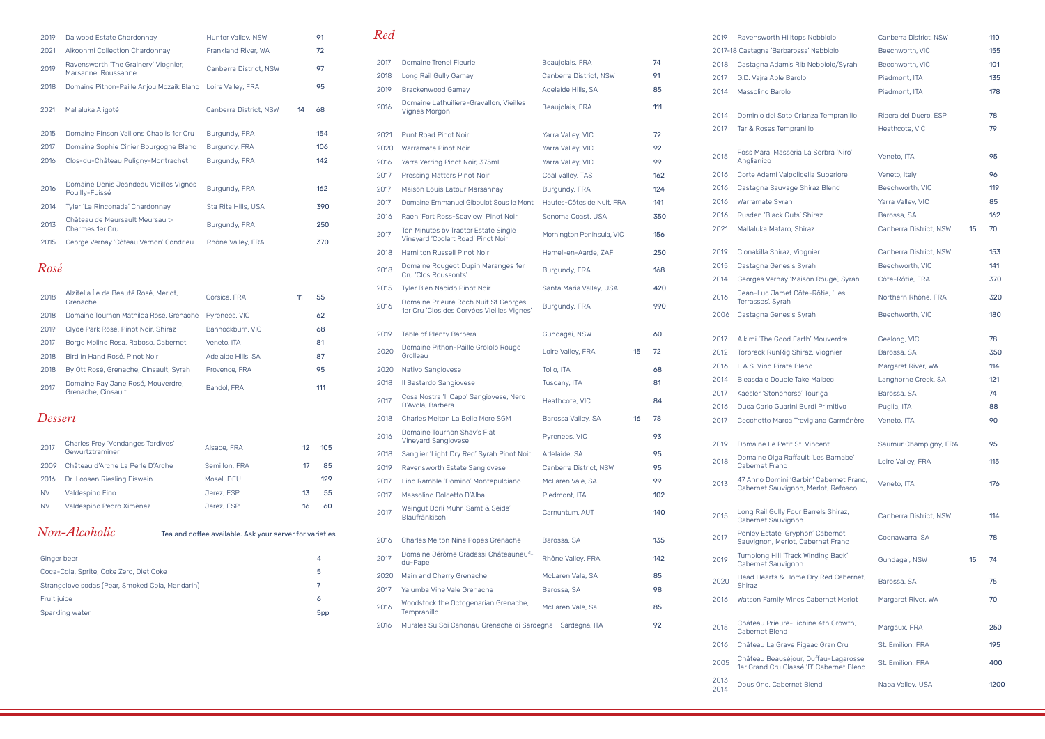| | | | | |
|---|---|---|---|---|
| 2019 | Dalwood Estate Chardonnay | Hunter Valley, NSW | | 91 |
| 2021 | Alkoonmi Collection Chardonnay | Frankland River, WA | | 72 |
| 2019 | Ravensworth 'The Grainery' Viognier, Marsanne, Roussanne | Canberra District, NSW | | 97 |
| 2018 | Domaine Pithon-Paille Anjou Mozaik Blanc | Loire Valley, FRA | | 95 |
| 2021 | Mallaluka Aligoté | Canberra District, NSW | 14 | 68 |
| 2015 | Domaine Pinson Vaillons Chablis 1er Cru | Burgundy, FRA | | 154 |
| 2017 | Domaine Sophie Cinier Bourgogne Blanc | Burgundy, FRA | | 106 |
| 2016 | Clos-du-Château Puligny-Montrachet | Burgundy, FRA | | 142 |
| 2016 | Domaine Denis Jeandeau Vieilles Vignes Pouilly-Fuissé | Burgundy, FRA | | 162 |
| 2014 | Tyler 'La Rinconada' Chardonnay | Sta Rita Hills, USA | | 390 |
| 2013 | Château de Meursault Meursault-Charmes 1er Cru | Burgundy, FRA | | 250 |
| 2015 | George Vernay 'Côteau Vernon' Condrieu | Rhône Valley, FRA | | 370 |

## *Rosé*

| | | | | |
|---|---|---|---|---|
| 2018 | Alzitella Île de Beauté Rosé, Merlot, Grenache | Corsica, FRA | 11 | 55 |
| 2018 | Domaine Tournon Mathilda Rosé, Grenache | Pyrenees, VIC | | 62 |
| 2019 | Clyde Park Rosé, Pinot Noir, Shiraz | Bannockburn, VIC | | 68 |
| 2017 | Borgo Molino Rosa, Raboso, Cabernet | Veneto, ITA | | 81 |
| 2018 | Bird in Hand Rosé, Pinot Noir | Adelaide Hills, SA | | 87 |
| 2018 | By Ott Rosé, Grenache, Cinsault, Syrah | Provence, FRA | | 95 |
| 2017 | Domaine Ray Jane Rosé, Mouverdre, Grenache, Cinsault | Bandol, FRA | | 111 |

## *Dessert*

| | | | | |
|---|---|---|---|---|
| 2017 | Charles Frey 'Vendanges Tardives' Gewurtztraminer | Alsace, FRA | 12 | 105 |
| 2009 | Château d'Arche La Perle D'Arche | Semillon, FRA | 17 | 85 |
| 2016 | Dr. Loosen Riesling Eiswein | Mosel, DEU | | 129 |
| NV | Valdespino Fino | Jerez, ESP | 13 | 55 |
| NV | Valdespino Pedro Ximènez | Jerez, ESP | 16 | 60 |

## *Non-Alcoholic*

Tea and coffee available. Ask your server for varieties

| | |
|---|---|
| Ginger beer | 4 |
| Coca-Cola, Sprite, Coke Zero, Diet Coke | 5 |
| Strangelove sodas (Pear, Smoked Cola, Mandarin) | 7 |
| Fruit juice | 6 |
| Sparkling water | 5pp |

## *Red*

| | | | | |
|---|---|---|---|---|
| 2017 | Domaine Trenel Fleurie | Beaujolais, FRA | | 74 |
| 2018 | Long Rail Gully Gamay | Canberra District, NSW | | 91 |
| 2019 | Brackenwood Gamay | Adelaide Hills, SA | | 85 |
| 2016 | Domaine Lathuiliere-Gravallon, Vieilles Vignes Morgon | Beaujolais, FRA | | 111 |
| 2021 | Punt Road Pinot Noir | Yarra Valley, VIC | | 72 |
| 2020 | Warramate Pinot Noir | Yarra Valley, VIC | | 92 |
| 2016 | Yarra Yerring Pinot Noir, 375ml | Yarra Valley, VIC | | 99 |
| 2017 | Pressing Matters Pinot Noir | Coal Valley, TAS | | 162 |
| 2017 | Maison Louis Latour Marsannay | Burgundy, FRA | | 124 |
| 2017 | Domaine Emmanuel Giboulot Sous le Mont | Hautes-Côtes de Nuit, FRA | | 141 |
| 2016 | Raen 'Fort Ross-Seaview' Pinot Noir | Sonoma Coast, USA | | 350 |
| 2017 | Ten Minutes by Tractor Estate Single Vineyard 'Coolart Road' Pinot Noir | Mornington Peninsula, VIC | | 156 |
| 2018 | Hamilton Russell Pinot Noir | Hemel-en-Aarde, ZAF | | 250 |
| 2018 | Domaine Rougeot Dupin Maranges 1er Cru 'Clos Roussots' | Burgundy, FRA | | 168 |
| 2015 | Tyler Bien Nacido Pinot Noir | Santa Maria Valley, USA | | 420 |
| 2016 | Domaine Prieuré Roch Nuit St Georges 1er Cru 'Clos des Corvées Vieilles Vignes' | Burgundy, FRA | | 990 |
| 2019 | Table of Plenty Barbera | Gundagai, NSW | | 60 |
| 2020 | Domaine Pithon-Paille Grololo Rouge Grolleau | Loire Valley, FRA | 15 | 72 |
| 2020 | Nativo Sangiovese | Tollo, ITA | | 68 |
| 2018 | Il Bastardo Sangiovese | Tuscany, ITA | | 81 |
| 2017 | Cosa Nostra 'Il Capo' Sangiovese, Nero D'Avola, Barbera | Heathcote, VIC | | 84 |
| 2018 | Charles Melton La Belle Mere SGM | Barossa Valley, SA | 16 | 78 |
| 2016 | Domaine Tournon Shay's Flat Vineyard Sangiovese | Pyrenees, VIC | | 93 |
| 2018 | Sanglier 'Light Dry Red' Syrah Pinot Noir | Adelaide, SA | | 95 |
| 2019 | Ravensworth Estate Sangiovese | Canberra District, NSW | | 95 |
| 2017 | Lino Ramble 'Domino' Montepulciano | McLaren Vale, SA | | 99 |
| 2017 | Massolino Dolcetto D'Alba | Piedmont, ITA | | 102 |
| 2017 | Weingut Dorli Muhr 'Samt & Seide' Blaufränkisch | Carnuntum, AUT | | 140 |
| 2016 | Charles Melton Nine Popes Grenache | Barossa, SA | | 135 |
| 2017 | Domaine Jérôme Gradassi Châteauneuf-du-Pape | Rhône Valley, FRA | | 142 |
| 2020 | Main and Cherry Grenache | McLaren Vale, SA | | 85 |
| 2017 | Yalumba Vine Vale Grenache | Barossa, SA | | 98 |
| 2016 | Woodstock the Octogenarian Grenache, Tempranillo | McLaren Vale, Sa | | 85 |
| 2016 | Murales Su Soi Canonau Grenache di Sardegna | Sardegna, ITA | | 92 |
| 2019 | Ravensworth Hilltops Nebbiolo | Canberra District, NSW | | 110 |
| 2017-18 | Castagna 'Barbarossa' Nebbiolo | Beechworth, VIC | | 155 |
| 2018 | Castagna Adam's Rib Nebbiolo/Syrah | Beechworth, VIC | | 101 |
| 2017 | G.D. Vajra Able Barolo | Piedmont, ITA | | 135 |
| 2014 | Massolino Barolo | Piedmont, ITA | | 178 |
| 2014 | Dominio del Soto Crianza Tempranillo | Ribera del Duero, ESP | | 78 |
| 2017 | Tar & Roses Tempranillo | Heathcote, VIC | | 79 |
| 2015 | Foss Marai Masseria La Sorbra 'Niro' Anglianico | Veneto, ITA | | 95 |
| 2016 | Corte Adami Valpolicella Superiore | Veneto, Italy | | 96 |
| 2016 | Castagna Sauvage Shiraz Blend | Beechworth, VIC | | 119 |
| 2016 | Warramate Syrah | Yarra Valley, VIC | | 85 |
| 2016 | Rusden 'Black Guts' Shiraz | Barossa, SA | | 162 |
| 2021 | Mallaluka Mataro, Shiraz | Canberra District, NSW | 15 | 70 |
| 2019 | Clonakilla Shiraz, Viognier | Canberra District, NSW | | 153 |
| 2015 | Castagna Genesis Syrah | Beechworth, VIC | | 141 |
| 2014 | Georges Vernay 'Maison Rouge', Syrah | Côte-Rôtie, FRA | | 370 |
| 2016 | Jean-Luc Jamet Côte-Rôtie, 'Les Terrasses', Syrah | Northern Rhône, FRA | | 320 |
| 2006 | Castagna Genesis Syrah | Beechworth, VIC | | 180 |
| 2017 | Alkimi 'The Good Earth' Mouverdre | Geelong, VIC | | 78 |
| 2012 | Torbreck RunRig Shiraz, Viognier | Barossa, SA | | 350 |
| 2016 | L.A.S. Vino Pirate Blend | Margaret River, WA | | 114 |
| 2014 | Bleasdale Double Take Malbec | Langhorne Creek, SA | | 121 |
| 2017 | Kaesler 'Stonehorse' Touriga | Barossa, SA | | 74 |
| 2016 | Duca Carlo Guarini Burdi Primitivo | Puglia, ITA | | 88 |
| 2017 | Cecchetto Marca Trevigiana Carménère | Veneto, ITA | | 90 |
| 2019 | Domaine Le Petit St. Vincent | Saumur Champigny, FRA | | 95 |
| 2018 | Domaine Olga Raffault 'Les Barnabe' Cabernet Franc | Loire Valley, FRA | | 115 |
| 2013 | 47 Anno Domini 'Garbin' Cabernet Franc, Cabernet Sauvignon, Merlot, Refosco | Veneto, ITA | | 176 |
| 2015 | Long Rail Gully Four Barrels Shiraz, Cabernet Sauvignon | Canberra District, NSW | | 114 |
| 2017 | Penley Estate 'Gryphon' Cabernet Sauvignon, Merlot, Cabernet Franc | Coonawarra, SA | | 78 |
| 2019 | Tumblong Hill 'Track Winding Back' Cabernet Sauvignon | Gundagai, NSW | 15 | 74 |
| 2020 | Head Hearts & Home Dry Red Cabernet, Shiraz | Barossa, SA | | 75 |
| 2016 | Watson Family Wines Cabernet Merlot | Margaret River, WA | | 70 |
| 2015 | Château Prieure-Lichine 4th Growth, Cabernet Blend | Margaux, FRA | | 250 |
| 2016 | Château La Grave Figeac Gran Cru | St. Emilion, FRA | | 195 |
| 2005 | Château Beauséjour, Duffau-Lagarosse 1er Grand Cru Classé 'B' Cabernet Blend | St. Emilion, FRA | | 400 |
| 2013 2014 | Opus One, Cabernet Blend | Napa Valley, USA | | 1200 |